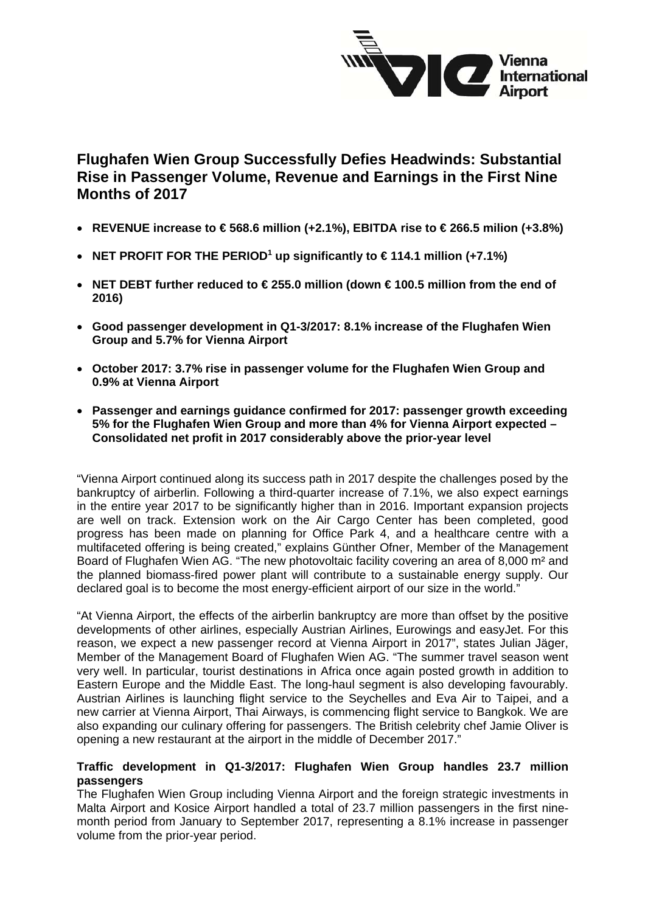# Flughafen Wien Group Successfully Defies Headwinds: Substantial Rise in Passenger Volume, Revenue and Earnings in the First Nine Months of 2017

- **REVENUE increase to € 568.6 million (+2.1%), EBITDA rise to € 266.5 milion (+3.8%)**
- **NET PROFIT FOR THE PERIOD[1] up significantly to € 114.1 million (+7.1%)**
- **NET DEBT further reduced to € 255.0 million (down € 100.5 million from the end of 2016)**
- **Good passenger development in Q1-3/2017: 8.1% increase of the Flughafen Wien Group and 5.7% for Vienna Airport**
- **October 2017: 3.7% rise in passenger volume for the Flughafen Wien Group and 0.9% at Vienna Airport**
- **Passenger and earnings guidance confirmed for 2017: passenger growth exceeding 5% for the Flughafen Wien Group and more than 4% for Vienna Airport expected – Consolidated net profit in 2017 considerably above the prior-year level**

"Vienna Airport continued along its success path in 2017 despite the challenges posed by the bankruptcy of airberlin. Following a third-quarter increase of 7.1%, we also expect earnings in the entire year 2017 to be significantly higher than in 2016. Important expansion projects are well on track. Extension work on the Air Cargo Center has been completed, good progress has been made on planning for Office Park 4, and a healthcare centre with a multifaceted offering is being created," explains Günther Ofner, Member of the Management Board of Flughafen Wien AG. "The new photovoltaic facility covering an area of 8,000 m² and the planned biomass-fired power plant will contribute to a sustainable energy supply. Our declared goal is to become the most energy-efficient airport of our size in the world."

"At Vienna Airport, the effects of the airberlin bankruptcy are more than offset by the positive developments of other airlines, especially Austrian Airlines, Eurowings and easyJet. For this reason, we expect a new passenger record at Vienna Airport in 2017", states Julian Jäger, Member of the Management Board of Flughafen Wien AG. "The summer travel season went very well. In particular, tourist destinations in Africa once again posted growth in addition to Eastern Europe and the Middle East. The long-haul segment is also developing favourably. Austrian Airlines is launching flight service to the Seychelles and Eva Air to Taipei, and a new carrier at Vienna Airport, Thai Airways, is commencing flight service to Bangkok. We are also expanding our culinary offering for passengers. The British celebrity chef Jamie Oliver is opening a new restaurant at the airport in the middle of December 2017."

**Traffic development in Q1-3/2017: Flughafen Wien Group handles 23.7 million passengers**

The Flughafen Wien Group including Vienna Airport and the foreign strategic investments in Malta Airport and Kosice Airport handled a total of 23.7 million passengers in the first nine-month period from January to September 2017, representing a 8.1% increase in passenger volume from the prior-year period.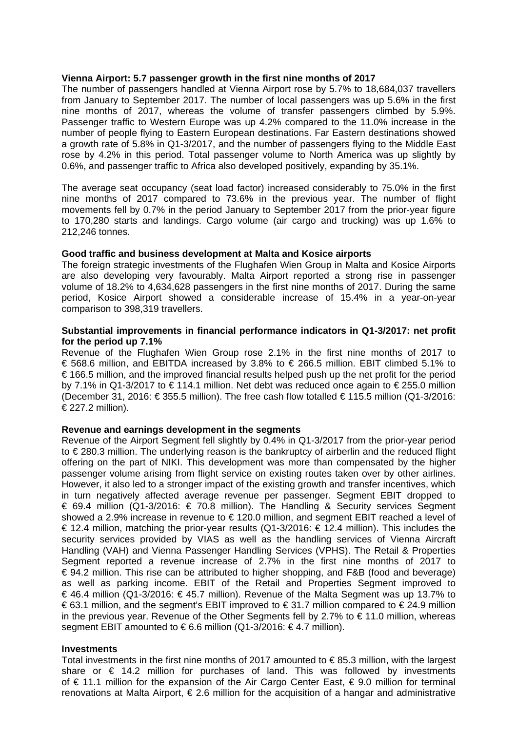**Vienna Airport: 5.7 passenger growth in the first nine months of 2017**

The number of passengers handled at Vienna Airport rose by 5.7% to 18,684,037 travellers from January to September 2017. The number of local passengers was up 5.6% in the first nine months of 2017, whereas the volume of transfer passengers climbed by 5.9%. Passenger traffic to Western Europe was up 4.2% compared to the 11.0% increase in the number of people flying to Eastern European destinations. Far Eastern destinations showed a growth rate of 5.8% in Q1-3/2017, and the number of passengers flying to the Middle East rose by 4.2% in this period. Total passenger volume to North America was up slightly by 0.6%, and passenger traffic to Africa also developed positively, expanding by 35.1%.

The average seat occupancy (seat load factor) increased considerably to 75.0% in the first nine months of 2017 compared to 73.6% in the previous year. The number of flight movements fell by 0.7% in the period January to September 2017 from the prior-year figure to 170,280 starts and landings. Cargo volume (air cargo and trucking) was up 1.6% to 212,246 tonnes.

**Good traffic and business development at Malta and Kosice airports**

The foreign strategic investments of the Flughafen Wien Group in Malta and Kosice Airports are also developing very favourably. Malta Airport reported a strong rise in passenger volume of 18.2% to 4,634,628 passengers in the first nine months of 2017. During the same period, Kosice Airport showed a considerable increase of 15.4% in a year-on-year comparison to 398,319 travellers.

**Substantial improvements in financial performance indicators in Q1-3/2017: net profit for the period up 7.1%**

Revenue of the Flughafen Wien Group rose 2.1% in the first nine months of 2017 to € 568.6 million, and EBITDA increased by 3.8% to € 266.5 million. EBIT climbed 5.1% to € 166.5 million, and the improved financial results helped push up the net profit for the period by 7.1% in Q1-3/2017 to € 114.1 million. Net debt was reduced once again to € 255.0 million (December 31, 2016: € 355.5 million). The free cash flow totalled € 115.5 million (Q1-3/2016: € 227.2 million).

**Revenue and earnings development in the segments**

Revenue of the Airport Segment fell slightly by 0.4% in Q1-3/2017 from the prior-year period to € 280.3 million. The underlying reason is the bankruptcy of airberlin and the reduced flight offering on the part of NIKI. This development was more than compensated by the higher passenger volume arising from flight service on existing routes taken over by other airlines. However, it also led to a stronger impact of the existing growth and transfer incentives, which in turn negatively affected average revenue per passenger. Segment EBIT dropped to € 69.4 million (Q1-3/2016: € 70.8 million). The Handling & Security services Segment showed a 2.9% increase in revenue to € 120.0 million, and segment EBIT reached a level of € 12.4 million, matching the prior-year results (Q1-3/2016: € 12.4 million). This includes the security services provided by VIAS as well as the handling services of Vienna Aircraft Handling (VAH) and Vienna Passenger Handling Services (VPHS). The Retail & Properties Segment reported a revenue increase of 2.7% in the first nine months of 2017 to € 94.2 million. This rise can be attributed to higher shopping, and F&B (food and beverage) as well as parking income. EBIT of the Retail and Properties Segment improved to € 46.4 million (Q1-3/2016: € 45.7 million). Revenue of the Malta Segment was up 13.7% to € 63.1 million, and the segment's EBIT improved to € 31.7 million compared to € 24.9 million in the previous year. Revenue of the Other Segments fell by 2.7% to € 11.0 million, whereas segment EBIT amounted to € 6.6 million (Q1-3/2016: € 4.7 million).

**Investments**

Total investments in the first nine months of 2017 amounted to € 85.3 million, with the largest share or € 14.2 million for purchases of land. This was followed by investments of € 11.1 million for the expansion of the Air Cargo Center East, € 9.0 million for terminal renovations at Malta Airport, € 2.6 million for the acquisition of a hangar and administrative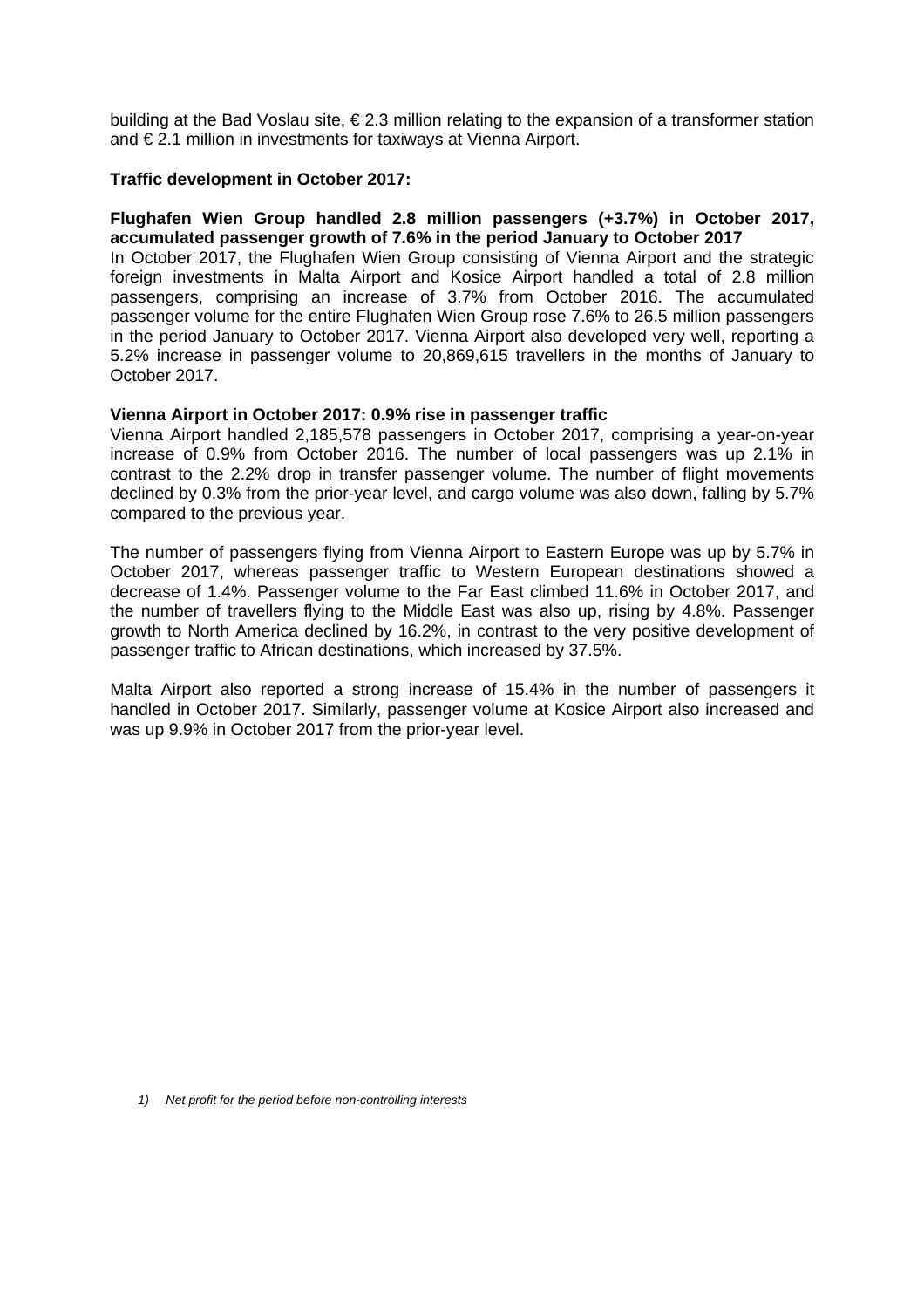building at the Bad Voslau site, € 2.3 million relating to the expansion of a transformer station and € 2.1 million in investments for taxiways at Vienna Airport.

**Traffic development in October 2017:**

**Flughafen Wien Group handled 2.8 million passengers (+3.7%) in October 2017, accumulated passenger growth of 7.6% in the period January to October 2017**

In October 2017, the Flughafen Wien Group consisting of Vienna Airport and the strategic foreign investments in Malta Airport and Kosice Airport handled a total of 2.8 million passengers, comprising an increase of 3.7% from October 2016. The accumulated passenger volume for the entire Flughafen Wien Group rose 7.6% to 26.5 million passengers in the period January to October 2017. Vienna Airport also developed very well, reporting a 5.2% increase in passenger volume to 20,869,615 travellers in the months of January to October 2017.

**Vienna Airport in October 2017: 0.9% rise in passenger traffic**

Vienna Airport handled 2,185,578 passengers in October 2017, comprising a year-on-year increase of 0.9% from October 2016. The number of local passengers was up 2.1% in contrast to the 2.2% drop in transfer passenger volume. The number of flight movements declined by 0.3% from the prior-year level, and cargo volume was also down, falling by 5.7% compared to the previous year.

The number of passengers flying from Vienna Airport to Eastern Europe was up by 5.7% in October 2017, whereas passenger traffic to Western European destinations showed a decrease of 1.4%. Passenger volume to the Far East climbed 11.6% in October 2017, and the number of travellers flying to the Middle East was also up, rising by 4.8%. Passenger growth to North America declined by 16.2%, in contrast to the very positive development of passenger traffic to African destinations, which increased by 37.5%.

Malta Airport also reported a strong increase of 15.4% in the number of passengers it handled in October 2017. Similarly, passenger volume at Kosice Airport also increased and was up 9.9% in October 2017 from the prior-year level.

*1) Net profit for the period before non-controlling interests*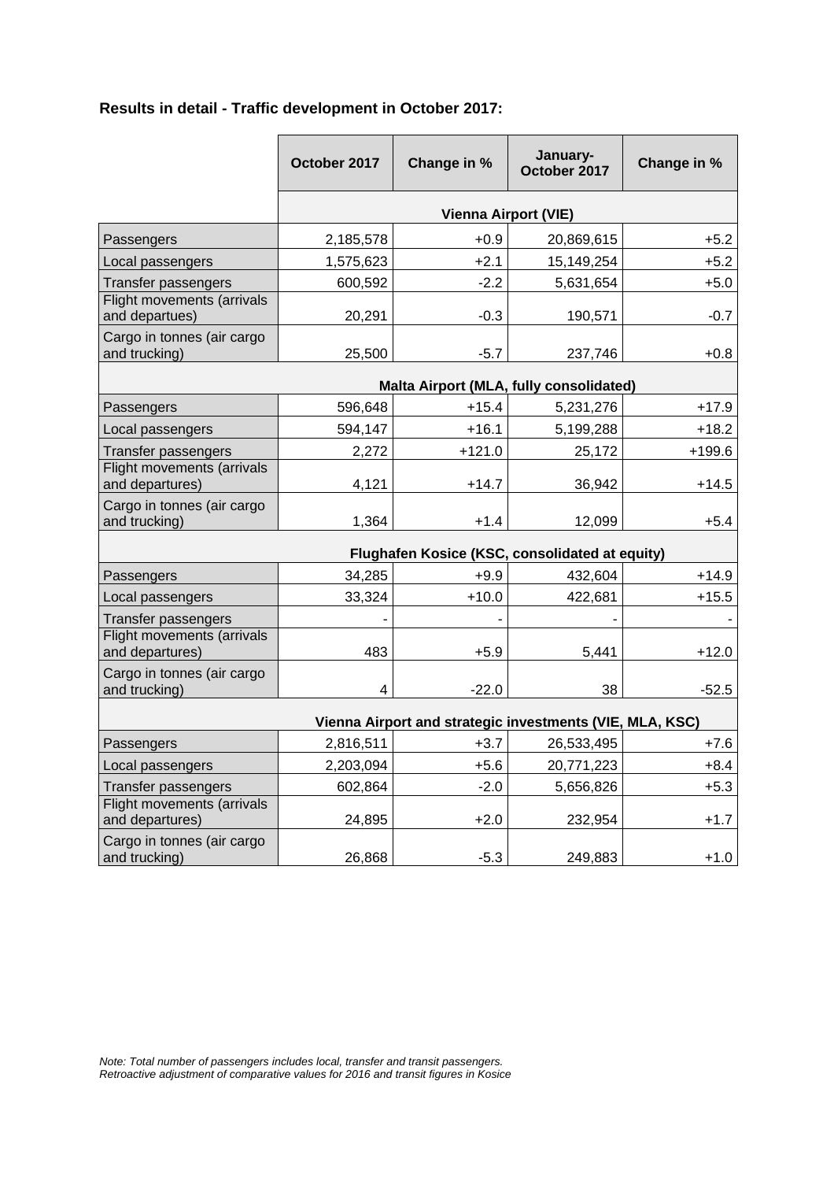**Results in detail - Traffic development in October 2017:**

| | October 2017 | Change in % | January-October 2017 | Change in % |
|---|---|---|---|---|
| | **Vienna Airport (VIE)** | | | |
| Passengers | 2,185,578 | +0.9 | 20,869,615 | +5.2 |
| Local passengers | 1,575,623 | +2.1 | 15,149,254 | +5.2 |
| Transfer passengers | 600,592 | -2.2 | 5,631,654 | +5.0 |
| Flight movements (arrivals and departues) | 20,291 | -0.3 | 190,571 | -0.7 |
| Cargo in tonnes (air cargo and trucking) | 25,500 | -5.7 | 237,746 | +0.8 |
| | **Malta Airport (MLA, fully consolidated)** | | | |
| Passengers | 596,648 | +15.4 | 5,231,276 | +17.9 |
| Local passengers | 594,147 | +16.1 | 5,199,288 | +18.2 |
| Transfer passengers | 2,272 | +121.0 | 25,172 | +199.6 |
| Flight movements (arrivals and departures) | 4,121 | +14.7 | 36,942 | +14.5 |
| Cargo in tonnes (air cargo and trucking) | 1,364 | +1.4 | 12,099 | +5.4 |
| | **Flughafen Kosice (KSC, consolidated at equity)** | | | |
| Passengers | 34,285 | +9.9 | 432,604 | +14.9 |
| Local passengers | 33,324 | +10.0 | 422,681 | +15.5 |
| Transfer passengers | - | - | - | - |
| Flight movements (arrivals and departures) | 483 | +5.9 | 5,441 | +12.0 |
| Cargo in tonnes (air cargo and trucking) | 4 | -22.0 | 38 | -52.5 |
| | **Vienna Airport and strategic investments (VIE, MLA, KSC)** | | | |
| Passengers | 2,816,511 | +3.7 | 26,533,495 | +7.6 |
| Local passengers | 2,203,094 | +5.6 | 20,771,223 | +8.4 |
| Transfer passengers | 602,864 | -2.0 | 5,656,826 | +5.3 |
| Flight movements (arrivals and departures) | 24,895 | +2.0 | 232,954 | +1.7 |
| Cargo in tonnes (air cargo and trucking) | 26,868 | -5.3 | 249,883 | +1.0 |

*Note: Total number of passengers includes local, transfer and transit passengers.*
*Retroactive adjustment of comparative values for 2016 and transit figures in Kosice*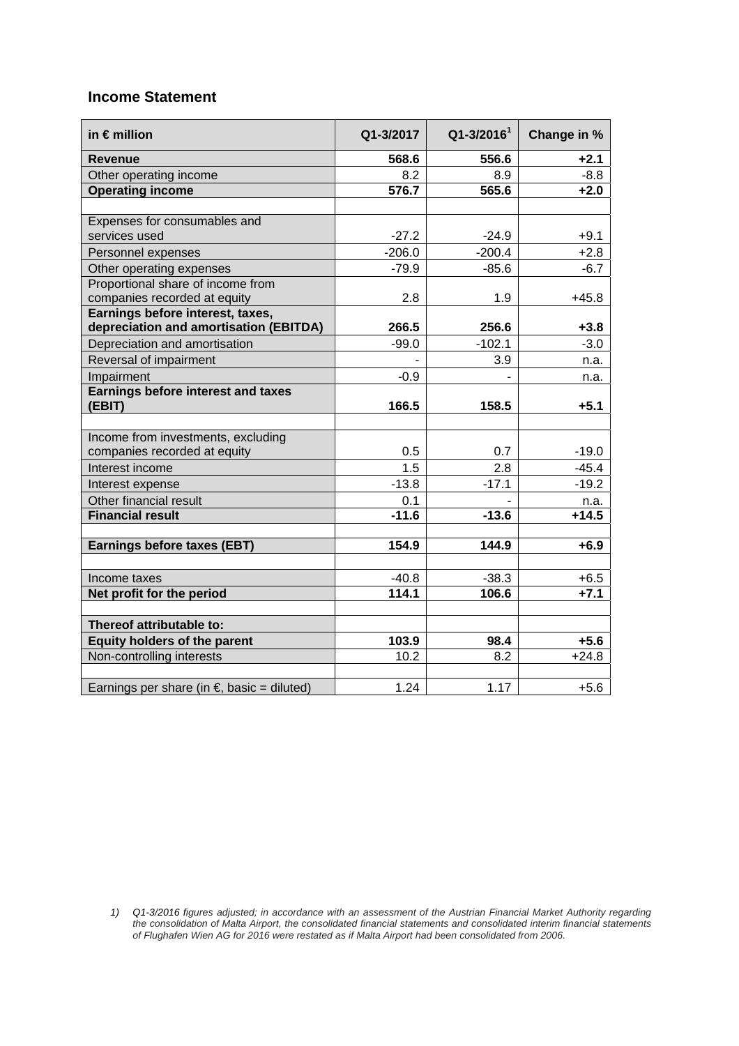## Income Statement

| in € million | Q1-3/2017 | Q1-3/2016[1] | Change in % |
|---|---|---|---|
| **Revenue** | **568.6** | **556.6** | **+2.1** |
| Other operating income | 8.2 | 8.9 | -8.8 |
| **Operating income** | **576.7** | **565.6** | **+2.0** |
| | | | |
| Expenses for consumables and services used | -27.2 | -24.9 | +9.1 |
| Personnel expenses | -206.0 | -200.4 | +2.8 |
| Other operating expenses | -79.9 | -85.6 | -6.7 |
| Proportional share of income from companies recorded at equity | 2.8 | 1.9 | +45.8 |
| **Earnings before interest, taxes, depreciation and amortisation (EBITDA)** | **266.5** | **256.6** | **+3.8** |
| Depreciation and amortisation | -99.0 | -102.1 | -3.0 |
| Reversal of impairment | - | 3.9 | n.a. |
| Impairment | -0.9 | - | n.a. |
| **Earnings before interest and taxes (EBIT)** | **166.5** | **158.5** | **+5.1** |
| | | | |
| Income from investments, excluding companies recorded at equity | 0.5 | 0.7 | -19.0 |
| Interest income | 1.5 | 2.8 | -45.4 |
| Interest expense | -13.8 | -17.1 | -19.2 |
| Other financial result | 0.1 | - | n.a. |
| **Financial result** | **-11.6** | **-13.6** | **+14.5** |
| | | | |
| **Earnings before taxes (EBT)** | **154.9** | **144.9** | **+6.9** |
| | | | |
| Income taxes | -40.8 | -38.3 | +6.5 |
| **Net profit for the period** | **114.1** | **106.6** | **+7.1** |
| | | | |
| **Thereof attributable to:** | | | |
| **Equity holders of the parent** | **103.9** | **98.4** | **+5.6** |
| Non-controlling interests | 10.2 | 8.2 | +24.8 |
| | | | |
| Earnings per share (in €, basic = diluted) | 1.24 | 1.17 | +5.6 |

1) *Q1-3/2016 figures adjusted; in accordance with an assessment of the Austrian Financial Market Authority regarding the consolidation of Malta Airport, the consolidated financial statements and consolidated interim financial statements of Flughafen Wien AG for 2016 were restated as if Malta Airport had been consolidated from 2006.*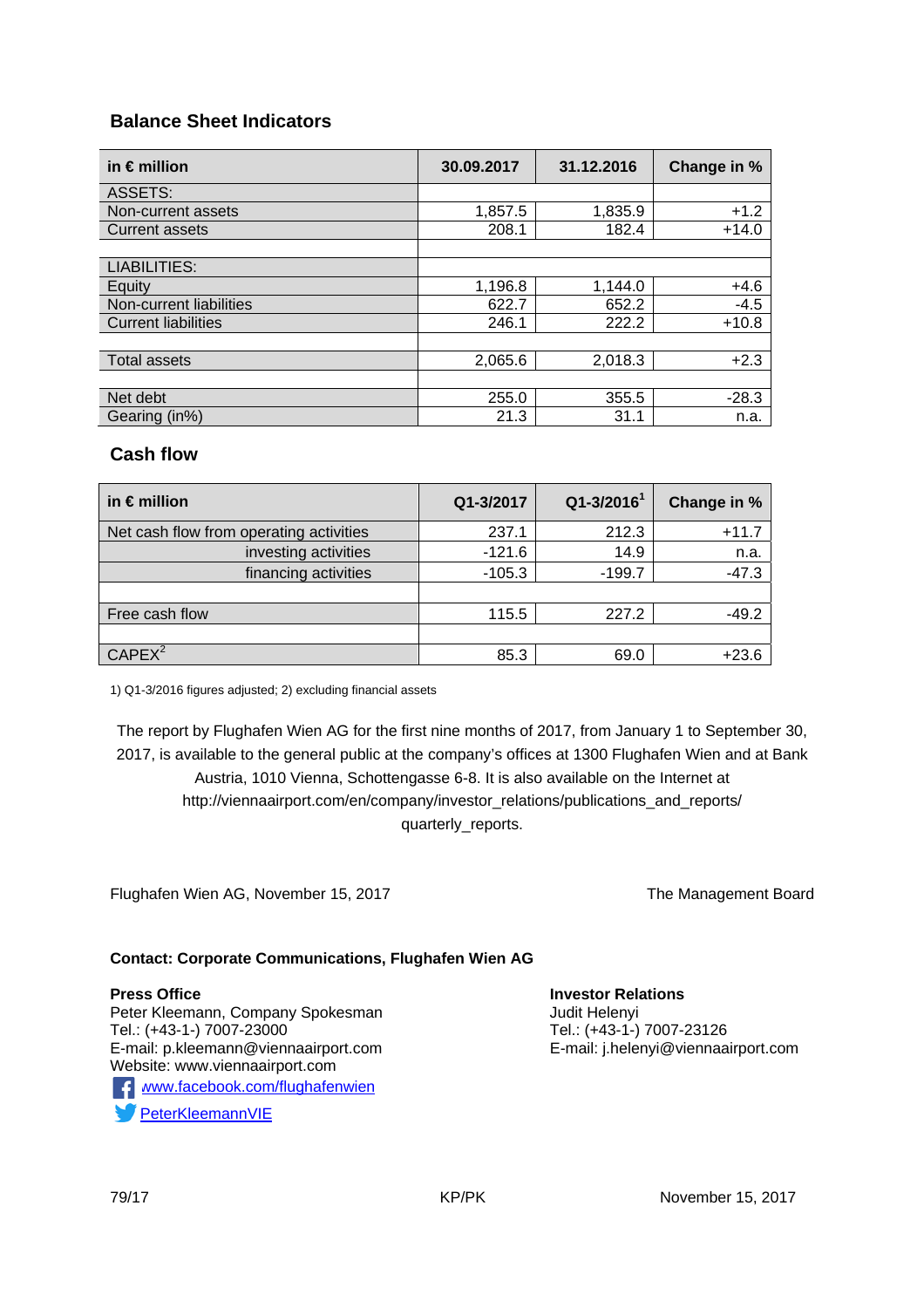## Balance Sheet Indicators

| in € million | 30.09.2017 | 31.12.2016 | Change in % |
|---|---|---|---|
| ASSETS: | | | |
| Non-current assets | 1,857.5 | 1,835.9 | +1.2 |
| Current assets | 208.1 | 182.4 | +14.0 |
| | | | |
| LIABILITIES: | | | |
| Equity | 1,196.8 | 1,144.0 | +4.6 |
| Non-current liabilities | 622.7 | 652.2 | -4.5 |
| Current liabilities | 246.1 | 222.2 | +10.8 |
| | | | |
| Total assets | 2,065.6 | 2,018.3 | +2.3 |
| | | | |
| Net debt | 255.0 | 355.5 | -28.3 |
| Gearing (in%) | 21.3 | 31.1 | n.a. |

## Cash flow

| in € million | Q1-3/2017 | Q1-3/2016[1] | Change in % |
|---|---|---|---|
| Net cash flow from operating activities | 237.1 | 212.3 | +11.7 |
| investing activities | -121.6 | 14.9 | n.a. |
| financing activities | -105.3 | -199.7 | -47.3 |
| | | | |
| Free cash flow | 115.5 | 227.2 | -49.2 |
| | | | |
| CAPEX[2] | 85.3 | 69.0 | +23.6 |

1) Q1-3/2016 figures adjusted; 2) excluding financial assets

The report by Flughafen Wien AG for the first nine months of 2017, from January 1 to September 30, 2017, is available to the general public at the company's offices at 1300 Flughafen Wien and at Bank Austria, 1010 Vienna, Schottengasse 6-8. It is also available on the Internet at http://viennaairport.com/en/company/investor_relations/publications_and_reports/quarterly_reports.

Flughafen Wien AG, November 15, 2017

The Management Board

**Contact: Corporate Communications, Flughafen Wien AG**

**Press Office**
Peter Kleemann, Company Spokesman
Tel.: (+43-1-) 7007-23000
E-mail: p.kleemann@viennaairport.com
Website: www.viennaairport.com
www.facebook.com/flughafenwien
PeterKleemannVIE

**Investor Relations**
Judit Helenyi
Tel.: (+43-1-) 7007-23126
E-mail: j.helenyi@viennaairport.com

79/17 KP/PK November 15, 2017